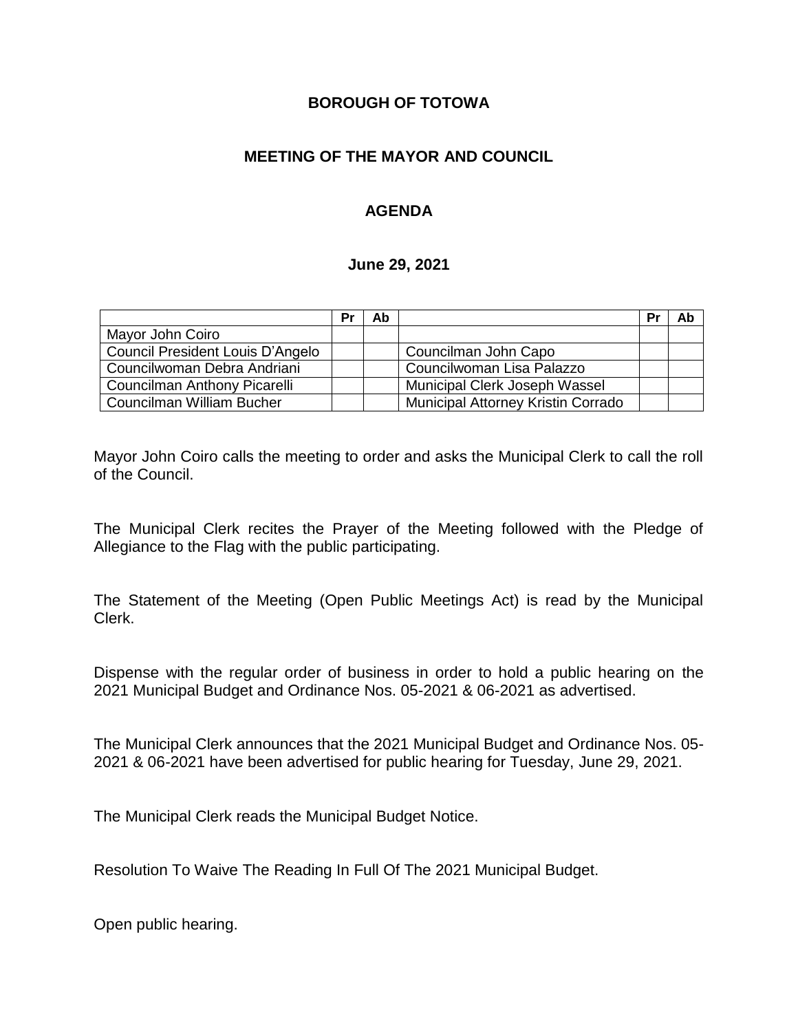**BOROUGH OF TOTOWA**

**MEETING OF THE MAYOR AND COUNCIL**

**AGENDA**

**June 29, 2021**

| | Pr | Ab | | Pr | Ab |
|---|---|---|---|---|---|
| Mayor John Coiro | | | | | |
| Council President Louis D'Angelo | | | Councilman John Capo | | |
| Councilwoman Debra Andriani | | | Councilwoman Lisa Palazzo | | |
| Councilman Anthony Picarelli | | | Municipal Clerk Joseph Wassel | | |
| Councilman William Bucher | | | Municipal Attorney Kristin Corrado | | |

Mayor John Coiro calls the meeting to order and asks the Municipal Clerk to call the roll of the Council.

The Municipal Clerk recites the Prayer of the Meeting followed with the Pledge of Allegiance to the Flag with the public participating.

The Statement of the Meeting (Open Public Meetings Act) is read by the Municipal Clerk.

Dispense with the regular order of business in order to hold a public hearing on the 2021 Municipal Budget and Ordinance Nos. 05-2021 & 06-2021 as advertised.

The Municipal Clerk announces that the 2021 Municipal Budget and Ordinance Nos. 05-2021 & 06-2021 have been advertised for public hearing for Tuesday, June 29, 2021.

The Municipal Clerk reads the Municipal Budget Notice.

Resolution To Waive The Reading In Full Of The 2021 Municipal Budget.

Open public hearing.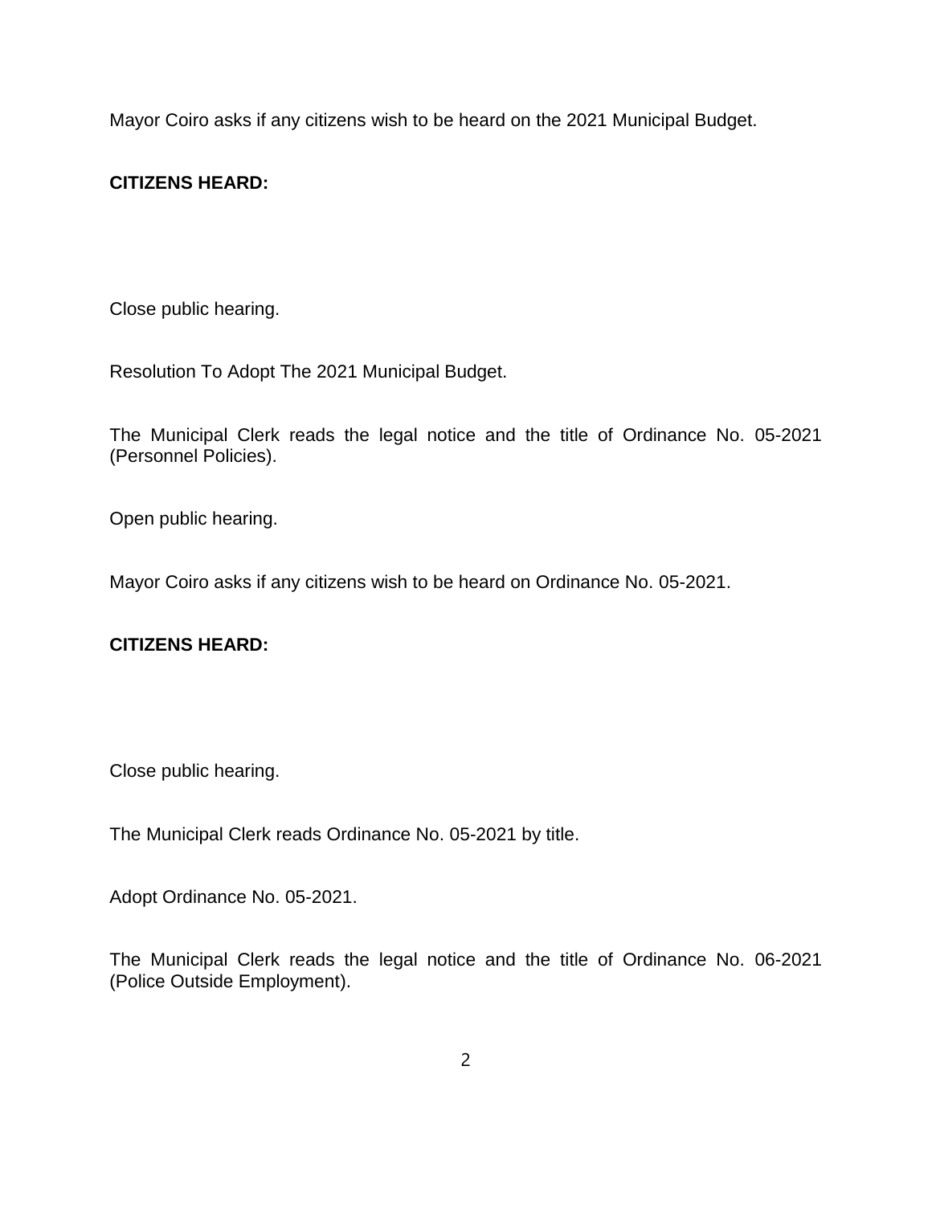Mayor Coiro asks if any citizens wish to be heard on the 2021 Municipal Budget.

**CITIZENS HEARD:**

Close public hearing.

Resolution To Adopt The 2021 Municipal Budget.

The Municipal Clerk reads the legal notice and the title of Ordinance No. 05-2021 (Personnel Policies).

Open public hearing.

Mayor Coiro asks if any citizens wish to be heard on Ordinance No. 05-2021.

**CITIZENS HEARD:**

Close public hearing.

The Municipal Clerk reads Ordinance No. 05-2021 by title.

Adopt Ordinance No. 05-2021.

The Municipal Clerk reads the legal notice and the title of Ordinance No. 06-2021 (Police Outside Employment).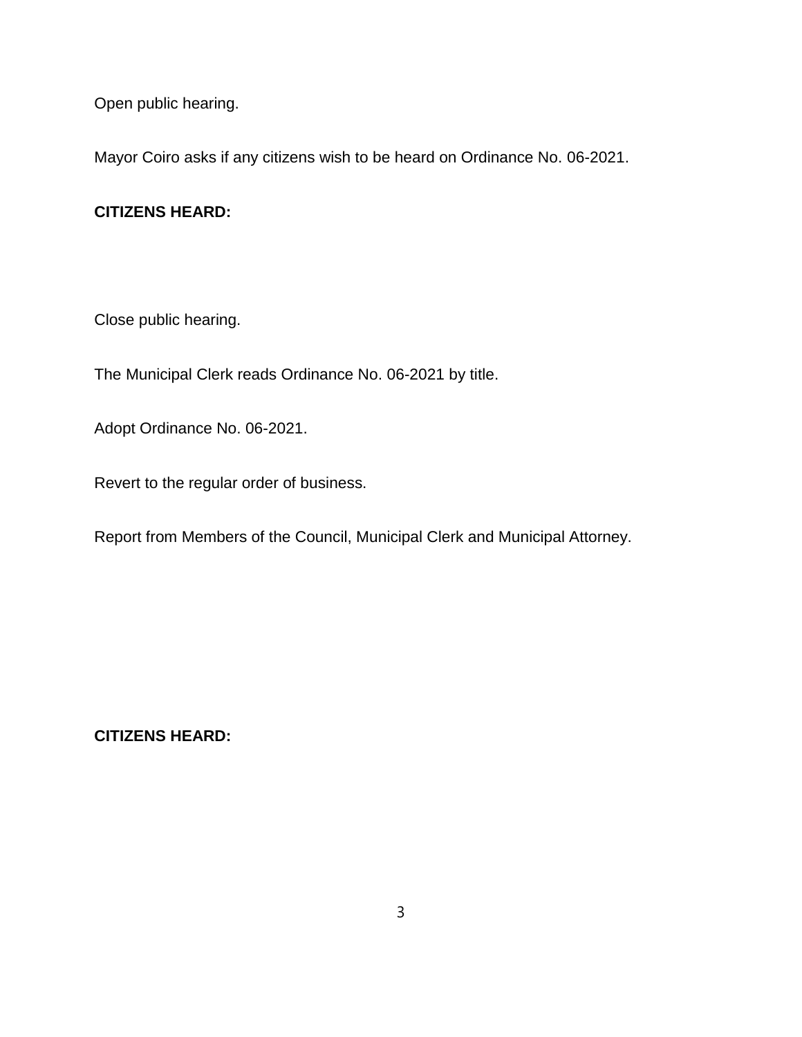Open public hearing.

Mayor Coiro asks if any citizens wish to be heard on Ordinance No. 06-2021.

**CITIZENS HEARD:**

Close public hearing.

The Municipal Clerk reads Ordinance No. 06-2021 by title.

Adopt Ordinance No. 06-2021.

Revert to the regular order of business.

Report from Members of the Council, Municipal Clerk and Municipal Attorney.

**CITIZENS HEARD:**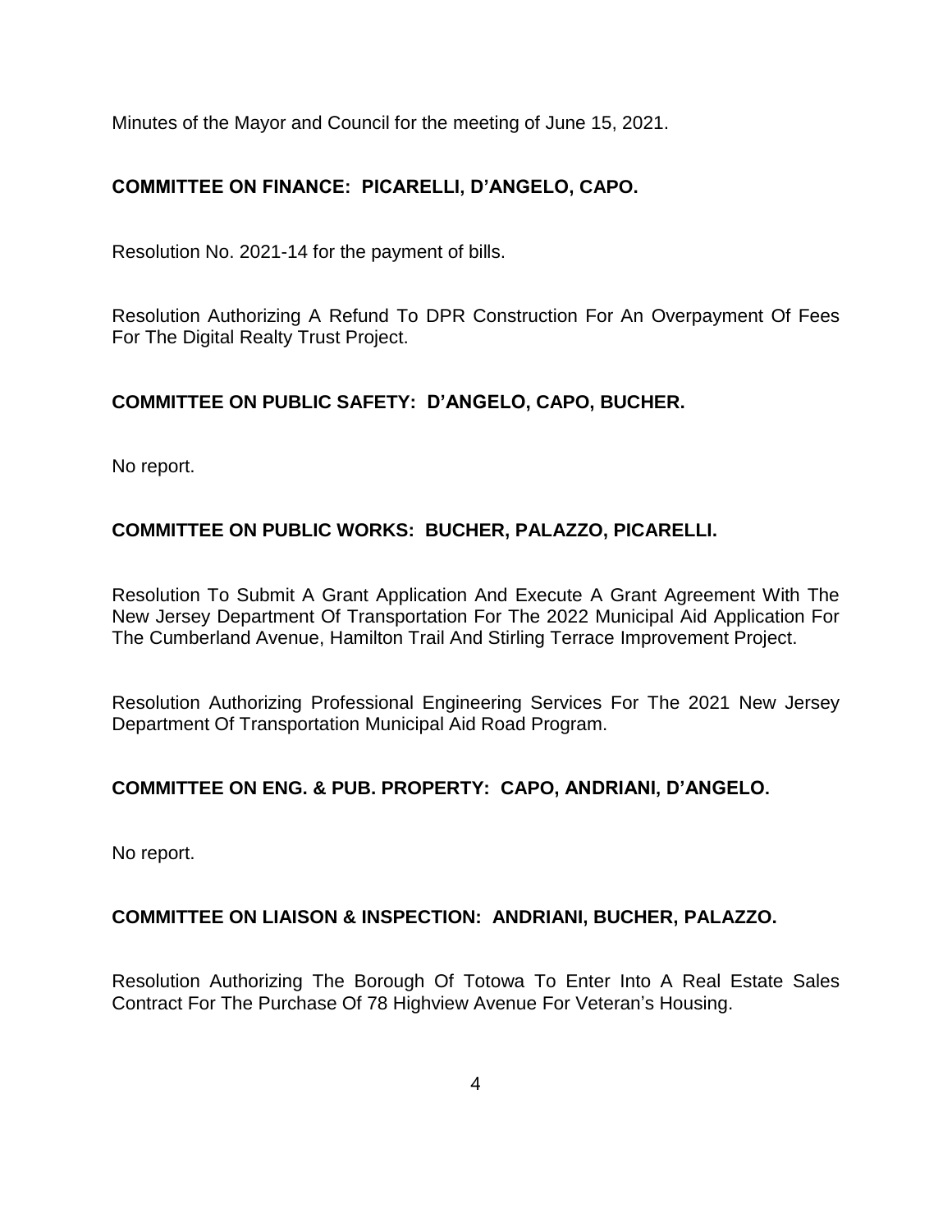Minutes of the Mayor and Council for the meeting of June 15, 2021.

**COMMITTEE ON FINANCE: PICARELLI, D'ANGELO, CAPO.**

Resolution No. 2021-14 for the payment of bills.

Resolution Authorizing A Refund To DPR Construction For An Overpayment Of Fees For The Digital Realty Trust Project.

**COMMITTEE ON PUBLIC SAFETY: D'ANGELO, CAPO, BUCHER.**

No report.

**COMMITTEE ON PUBLIC WORKS: BUCHER, PALAZZO, PICARELLI.**

Resolution To Submit A Grant Application And Execute A Grant Agreement With The New Jersey Department Of Transportation For The 2022 Municipal Aid Application For The Cumberland Avenue, Hamilton Trail And Stirling Terrace Improvement Project.

Resolution Authorizing Professional Engineering Services For The 2021 New Jersey Department Of Transportation Municipal Aid Road Program.

**COMMITTEE ON ENG. & PUB. PROPERTY: CAPO, ANDRIANI, D'ANGELO.**

No report.

**COMMITTEE ON LIAISON & INSPECTION: ANDRIANI, BUCHER, PALAZZO.**

Resolution Authorizing The Borough Of Totowa To Enter Into A Real Estate Sales Contract For The Purchase Of 78 Highview Avenue For Veteran's Housing.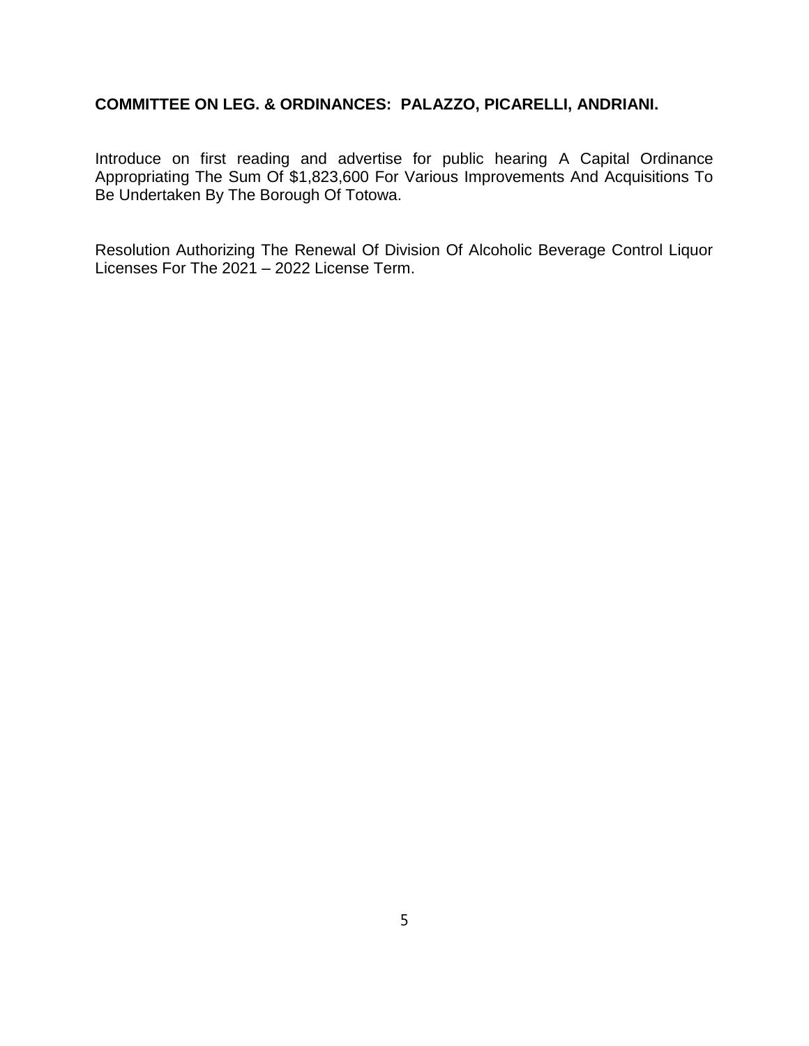**COMMITTEE ON LEG. & ORDINANCES: PALAZZO, PICARELLI, ANDRIANI.**

Introduce on first reading and advertise for public hearing A Capital Ordinance Appropriating The Sum Of $1,823,600 For Various Improvements And Acquisitions To Be Undertaken By The Borough Of Totowa.

Resolution Authorizing The Renewal Of Division Of Alcoholic Beverage Control Liquor Licenses For The 2021 – 2022 License Term.